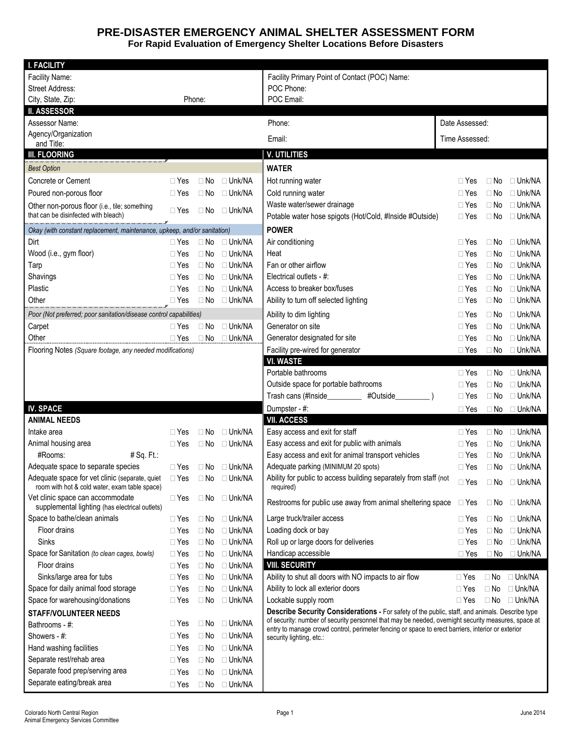# PRE-DISASTER EMERGENCY ANIMAL SHELTER ASSESSMENT FORM

**For Rapid Evaluation of Emergency Shelter Locations Before Disasters**

## I. FACILITY

| | |
|---|---|
| Facility Name: | Facility Primary Point of Contact (POC) Name: |
| Street Address: | POC Phone: |
| City, State, Zip: Phone: | POC Email: |

## II. ASSESSOR

| | | |
|---|---|---|
| Assessor Name: | Phone: | Date Assessed: |
| Agency/Organization and Title: | Email: | Time Assessed: |

## III. FLOORING

| | | | |
|---|---|---|---|
| *Best Option* | | | |
| Concrete or Cement | □ Yes | □ No | □ Unk/NA |
| Poured non-porous floor | □ Yes | □ No | □ Unk/NA |
| Other non-porous floor (i.e., tile; something that can be disinfected with bleach) | □ Yes | □ No | □ Unk/NA |
| *Okay (with constant replacement, maintenance, upkeep, and/or sanitation)* | | | |
| Dirt | □ Yes | □ No | □ Unk/NA |
| Wood (i.e., gym floor) | □ Yes | □ No | □ Unk/NA |
| Tarp | □ Yes | □ No | □ Unk/NA |
| Shavings | □ Yes | □ No | □ Unk/NA |
| Plastic | □ Yes | □ No | □ Unk/NA |
| Other | □ Yes | □ No | □ Unk/NA |
| *Poor (Not preferred; poor sanitation/disease control capabilities)* | | | |
| Carpet | □ Yes | □ No | □ Unk/NA |
| Other | □ Yes | □ No | □ Unk/NA |

Flooring Notes *(Square footage, any needed modifications)*

## IV. SPACE

| | | | |
|---|---|---|---|
| **ANIMAL NEEDS** | | | |
| Intake area | □ Yes | □ No | □ Unk/NA |
| Animal housing area | □ Yes | □ No | □ Unk/NA |
| #Rooms: # Sq. Ft.: | | | |
| Adequate space to separate species | □ Yes | □ No | □ Unk/NA |
| Adequate space for vet clinic (separate, quiet room with hot & cold water, exam table space) | □ Yes | □ No | □ Unk/NA |
| Vet clinic space can accommodate supplemental lighting (has electrical outlets) | □ Yes | □ No | □ Unk/NA |
| Space to bathe/clean animals | □ Yes | □ No | □ Unk/NA |
| Floor drains | □ Yes | □ No | □ Unk/NA |
| Sinks | □ Yes | □ No | □ Unk/NA |
| Space for Sanitation *(to clean cages, bowls)* | □ Yes | □ No | □ Unk/NA |
| Floor drains | □ Yes | □ No | □ Unk/NA |
| Sinks/large area for tubs | □ Yes | □ No | □ Unk/NA |
| Space for daily animal food storage | □ Yes | □ No | □ Unk/NA |
| Space for warehousing/donations | □ Yes | □ No | □ Unk/NA |
| **STAFF/VOLUNTEER NEEDS** | | | |
| Bathrooms - #: | □ Yes | □ No | □ Unk/NA |
| Showers - #: | □ Yes | □ No | □ Unk/NA |
| Hand washing facilities | □ Yes | □ No | □ Unk/NA |
| Separate rest/rehab area | □ Yes | □ No | □ Unk/NA |
| Separate food prep/serving area | □ Yes | □ No | □ Unk/NA |
| Separate eating/break area | □ Yes | □ No | □ Unk/NA |

## V. UTILITIES

| | | | |
|---|---|---|---|
| **WATER** | | | |
| Hot running water | □ Yes | □ No | □ Unk/NA |
| Cold running water | □ Yes | □ No | □ Unk/NA |
| Waste water/sewer drainage | □ Yes | □ No | □ Unk/NA |
| Potable water hose spigots (Hot/Cold, #Inside #Outside) | □ Yes | □ No | □ Unk/NA |
| **POWER** | | | |
| Air conditioning | □ Yes | □ No | □ Unk/NA |
| Heat | □ Yes | □ No | □ Unk/NA |
| Fan or other airflow | □ Yes | □ No | □ Unk/NA |
| Electrical outlets - #: | □ Yes | □ No | □ Unk/NA |
| Access to breaker box/fuses | □ Yes | □ No | □ Unk/NA |
| Ability to turn off selected lighting | □ Yes | □ No | □ Unk/NA |
| Ability to dim lighting | □ Yes | □ No | □ Unk/NA |
| Generator on site | □ Yes | □ No | □ Unk/NA |
| Generator designated for site | □ Yes | □ No | □ Unk/NA |
| Facility pre-wired for generator | □ Yes | □ No | □ Unk/NA |

## VI. WASTE

| | | | |
|---|---|---|---|
| Portable bathrooms | □ Yes | □ No | □ Unk/NA |
| Outside space for portable bathrooms | □ Yes | □ No | □ Unk/NA |
| Trash cans (#Inside_________ #Outside_________ ) | □ Yes | □ No | □ Unk/NA |
| Dumpster - #: | □ Yes | □ No | □ Unk/NA |

## VII. ACCESS

| | | | |
|---|---|---|---|
| Easy access and exit for staff | □ Yes | □ No | □ Unk/NA |
| Easy access and exit for public with animals | □ Yes | □ No | □ Unk/NA |
| Easy access and exit for animal transport vehicles | □ Yes | □ No | □ Unk/NA |
| Adequate parking (MINIMUM 20 spots) | □ Yes | □ No | □ Unk/NA |
| Ability for public to access building separately from staff (not required) | □ Yes | □ No | □ Unk/NA |
| Restrooms for public use away from animal sheltering space | □ Yes | □ No | □ Unk/NA |
| Large truck/trailer access | □ Yes | □ No | □ Unk/NA |
| Loading dock or bay | □ Yes | □ No | □ Unk/NA |
| Roll up or large doors for deliveries | □ Yes | □ No | □ Unk/NA |
| Handicap accessible | □ Yes | □ No | □ Unk/NA |

## VIII. SECURITY

| | | | |
|---|---|---|---|
| Ability to shut all doors with NO impacts to air flow | □ Yes | □ No | □ Unk/NA |
| Ability to lock all exterior doors | □ Yes | □ No | □ Unk/NA |
| Lockable supply room | □ Yes | □ No | □ Unk/NA |

**Describe Security Considerations -** For safety of the public, staff, and animals. Describe type of security: number of security personnel that may be needed, overnight security measures, space at entry to manage crowd control, perimeter fencing or space to erect barriers, interior or exterior security lighting, etc.: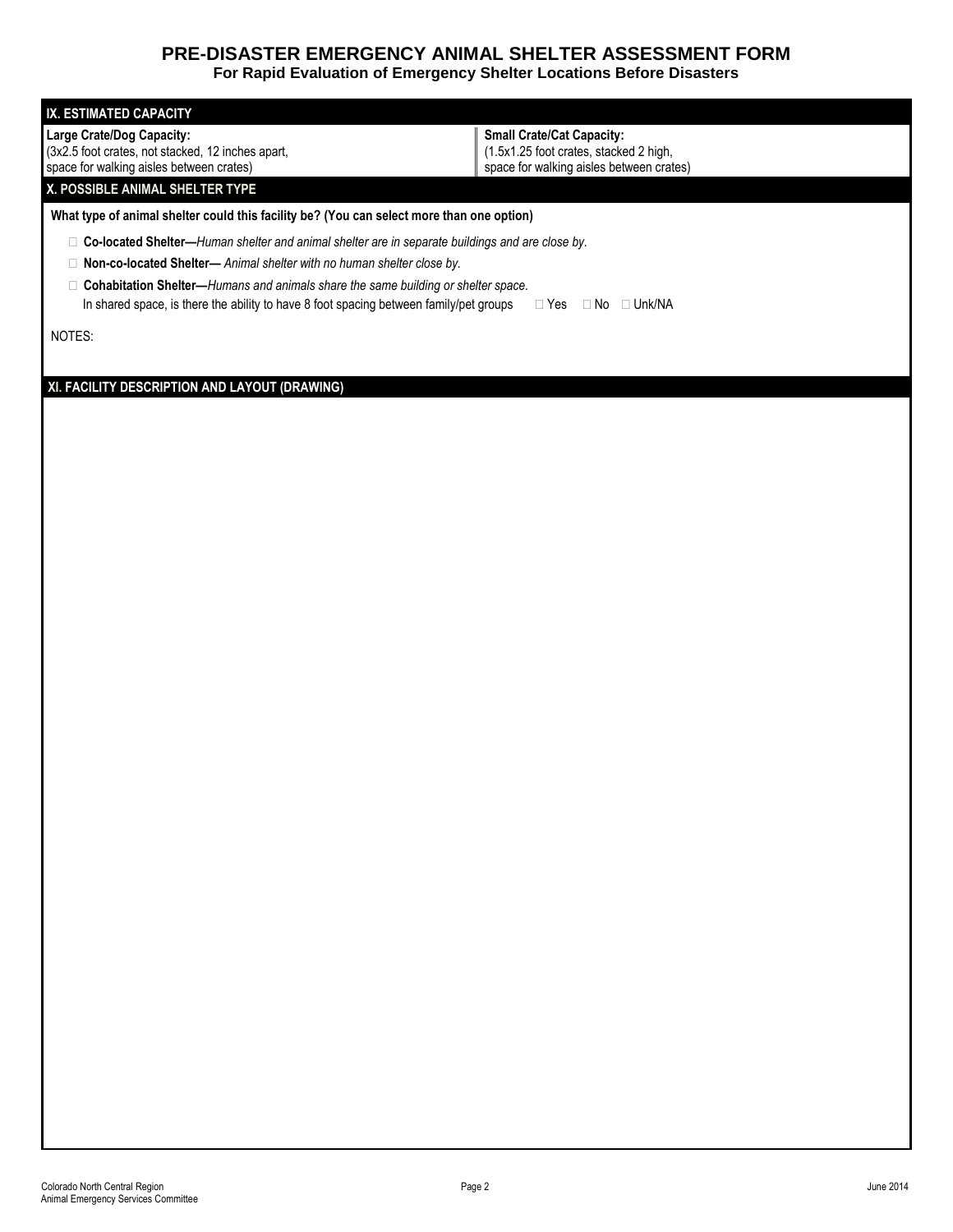# PRE-DISASTER EMERGENCY ANIMAL SHELTER ASSESSMENT FORM

**For Rapid Evaluation of Emergency Shelter Locations Before Disasters**

## IX. ESTIMATED CAPACITY

| | |
|---|---|
| **Large Crate/Dog Capacity:** (3x2.5 foot crates, not stacked, 12 inches apart, space for walking aisles between crates) | **Small Crate/Cat Capacity:** (1.5x1.25 foot crates, stacked 2 high, space for walking aisles between crates) |

## X. POSSIBLE ANIMAL SHELTER TYPE

**What type of animal shelter could this facility be? (You can select more than one option)**

- ☐ **Co-located Shelter—***Human shelter and animal shelter are in separate buildings and are close by.*
- ☐ **Non-co-located Shelter—** *Animal shelter with no human shelter close by.*
- ☐ **Cohabitation Shelter—***Humans and animals share the same building or shelter space.*
  In shared space, is there the ability to have 8 foot spacing between family/pet groups ☐ Yes ☐ No ☐ Unk/NA

NOTES:

## XI. FACILITY DESCRIPTION AND LAYOUT (DRAWING)

Colorado North Central Region
Animal Emergency Services Committee

June 2014